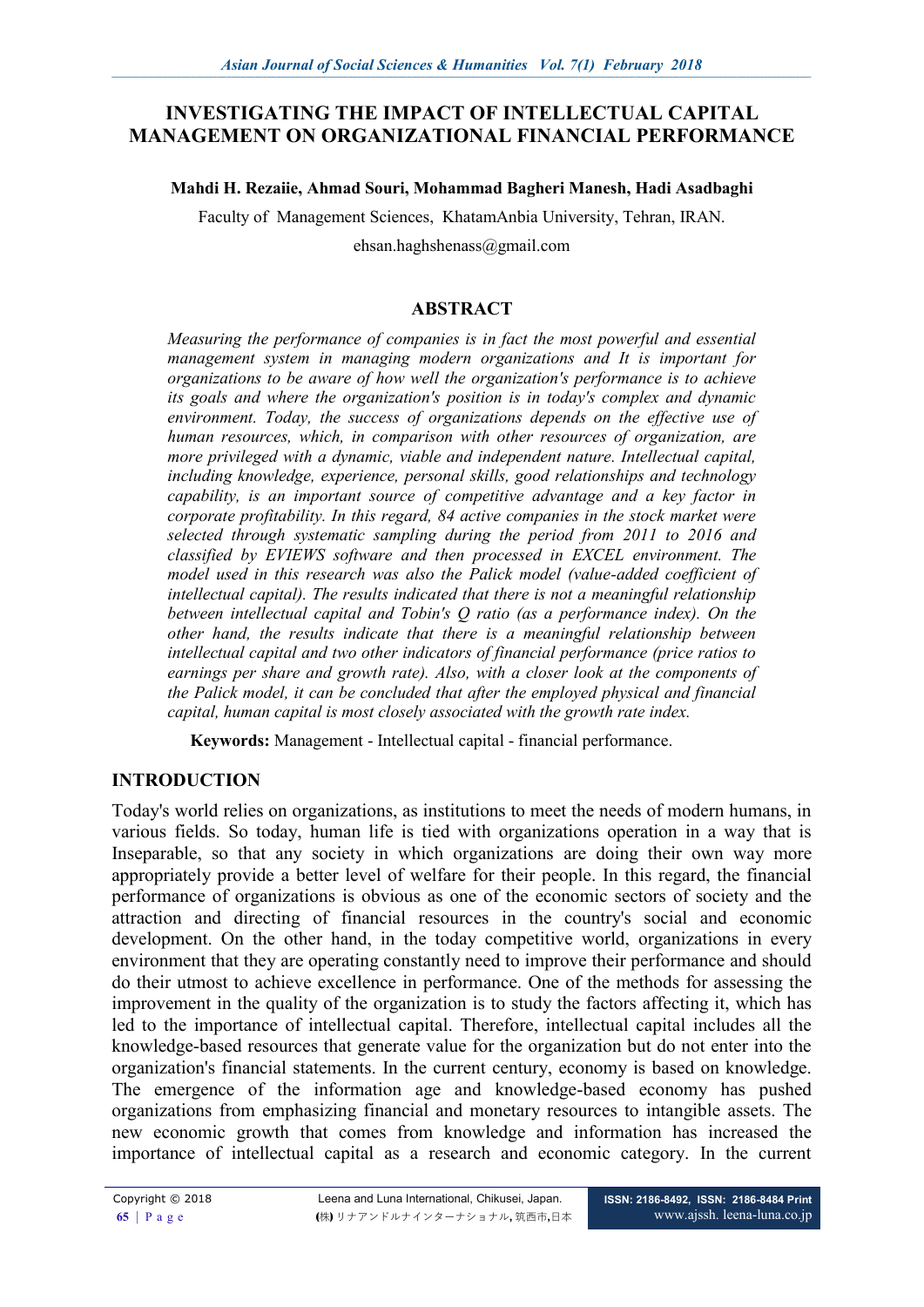# INVESTIGATING THE IMPACT OF INTELLECTUAL CAPITAL MANAGEMENT ON ORGANIZATIONAL FINANCIAL PERFORMANCE

**Mahdi H. Rezaiie, Ahmad Souri, Mohammad Bagheri Manesh, Hadi Asadbaghi**

Faculty of Management Sciences, KhatamAnbia University, Tehran, IRAN.

ehsan.haghshenass@gmail.com

## ABSTRACT

*Measuring the performance of companies is in fact the most powerful and essential management system in managing modern organizations and It is important for organizations to be aware of how well the organization's performance is to achieve its goals and where the organization's position is in today's complex and dynamic environment. Today, the success of organizations depends on the effective use of human resources, which, in comparison with other resources of organization, are more privileged with a dynamic, viable and independent nature. Intellectual capital, including knowledge, experience, personal skills, good relationships and technology capability, is an important source of competitive advantage and a key factor in corporate profitability. In this regard, 84 active companies in the stock market were selected through systematic sampling during the period from 2011 to 2016 and classified by EVIEWS software and then processed in EXCEL environment. The model used in this research was also the Palick model (value-added coefficient of intellectual capital). The results indicated that there is not a meaningful relationship between intellectual capital and Tobin's Q ratio (as a performance index). On the other hand, the results indicate that there is a meaningful relationship between intellectual capital and two other indicators of financial performance (price ratios to earnings per share and growth rate). Also, with a closer look at the components of the Palick model, it can be concluded that after the employed physical and financial capital, human capital is most closely associated with the growth rate index.*

**Keywords:** Management - Intellectual capital - financial performance.

## INTRODUCTION

Today's world relies on organizations, as institutions to meet the needs of modern humans, in various fields. So today, human life is tied with organizations operation in a way that is Inseparable, so that any society in which organizations are doing their own way more appropriately provide a better level of welfare for their people. In this regard, the financial performance of organizations is obvious as one of the economic sectors of society and the attraction and directing of financial resources in the country's social and economic development. On the other hand, in the today competitive world, organizations in every environment that they are operating constantly need to improve their performance and should do their utmost to achieve excellence in performance. One of the methods for assessing the improvement in the quality of the organization is to study the factors affecting it, which has led to the importance of intellectual capital. Therefore, intellectual capital includes all the knowledge-based resources that generate value for the organization but do not enter into the organization's financial statements. In the current century, economy is based on knowledge. The emergence of the information age and knowledge-based economy has pushed organizations from emphasizing financial and monetary resources to intangible assets. The new economic growth that comes from knowledge and information has increased the importance of intellectual capital as a research and economic category. In the current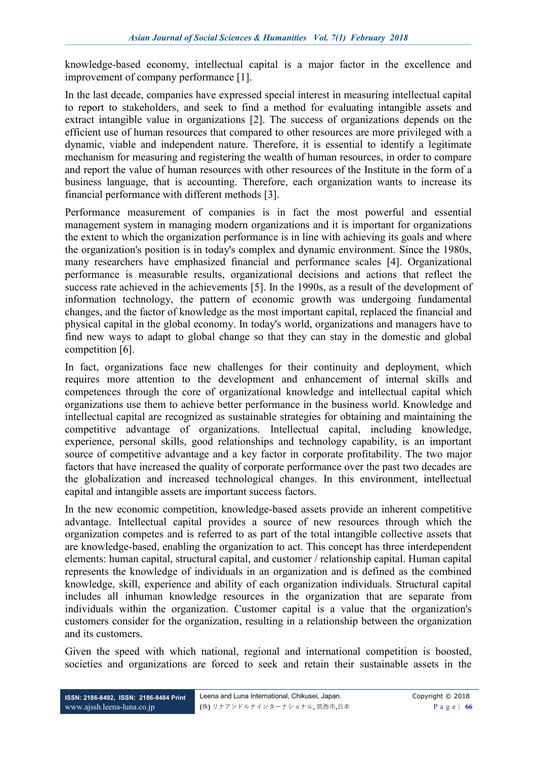knowledge-based economy, intellectual capital is a major factor in the excellence and improvement of company performance [1].

In the last decade, companies have expressed special interest in measuring intellectual capital to report to stakeholders, and seek to find a method for evaluating intangible assets and extract intangible value in organizations [2]. The success of organizations depends on the efficient use of human resources that compared to other resources are more privileged with a dynamic, viable and independent nature. Therefore, it is essential to identify a legitimate mechanism for measuring and registering the wealth of human resources, in order to compare and report the value of human resources with other resources of the Institute in the form of a business language, that is accounting. Therefore, each organization wants to increase its financial performance with different methods [3].

Performance measurement of companies is in fact the most powerful and essential management system in managing modern organizations and it is important for organizations the extent to which the organization performance is in line with achieving its goals and where the organization's position is in today's complex and dynamic environment. Since the 1980s, many researchers have emphasized financial and performance scales [4]. Organizational performance is measurable results, organizational decisions and actions that reflect the success rate achieved in the achievements [5]. In the 1990s, as a result of the development of information technology, the pattern of economic growth was undergoing fundamental changes, and the factor of knowledge as the most important capital, replaced the financial and physical capital in the global economy. In today's world, organizations and managers have to find new ways to adapt to global change so that they can stay in the domestic and global competition [6].

In fact, organizations face new challenges for their continuity and deployment, which requires more attention to the development and enhancement of internal skills and competences through the core of organizational knowledge and intellectual capital which organizations use them to achieve better performance in the business world. Knowledge and intellectual capital are recognized as sustainable strategies for obtaining and maintaining the competitive advantage of organizations. Intellectual capital, including knowledge, experience, personal skills, good relationships and technology capability, is an important source of competitive advantage and a key factor in corporate profitability. The two major factors that have increased the quality of corporate performance over the past two decades are the globalization and increased technological changes. In this environment, intellectual capital and intangible assets are important success factors.

In the new economic competition, knowledge-based assets provide an inherent competitive advantage. Intellectual capital provides a source of new resources through which the organization competes and is referred to as part of the total intangible collective assets that are knowledge-based, enabling the organization to act. This concept has three interdependent elements: human capital, structural capital, and customer / relationship capital. Human capital represents the knowledge of individuals in an organization and is defined as the combined knowledge, skill, experience and ability of each organization individuals. Structural capital includes all inhuman knowledge resources in the organization that are separate from individuals within the organization. Customer capital is a value that the organization's customers consider for the organization, resulting in a relationship between the organization and its customers.

Given the speed with which national, regional and international competition is boosted, societies and organizations are forced to seek and retain their sustainable assets in the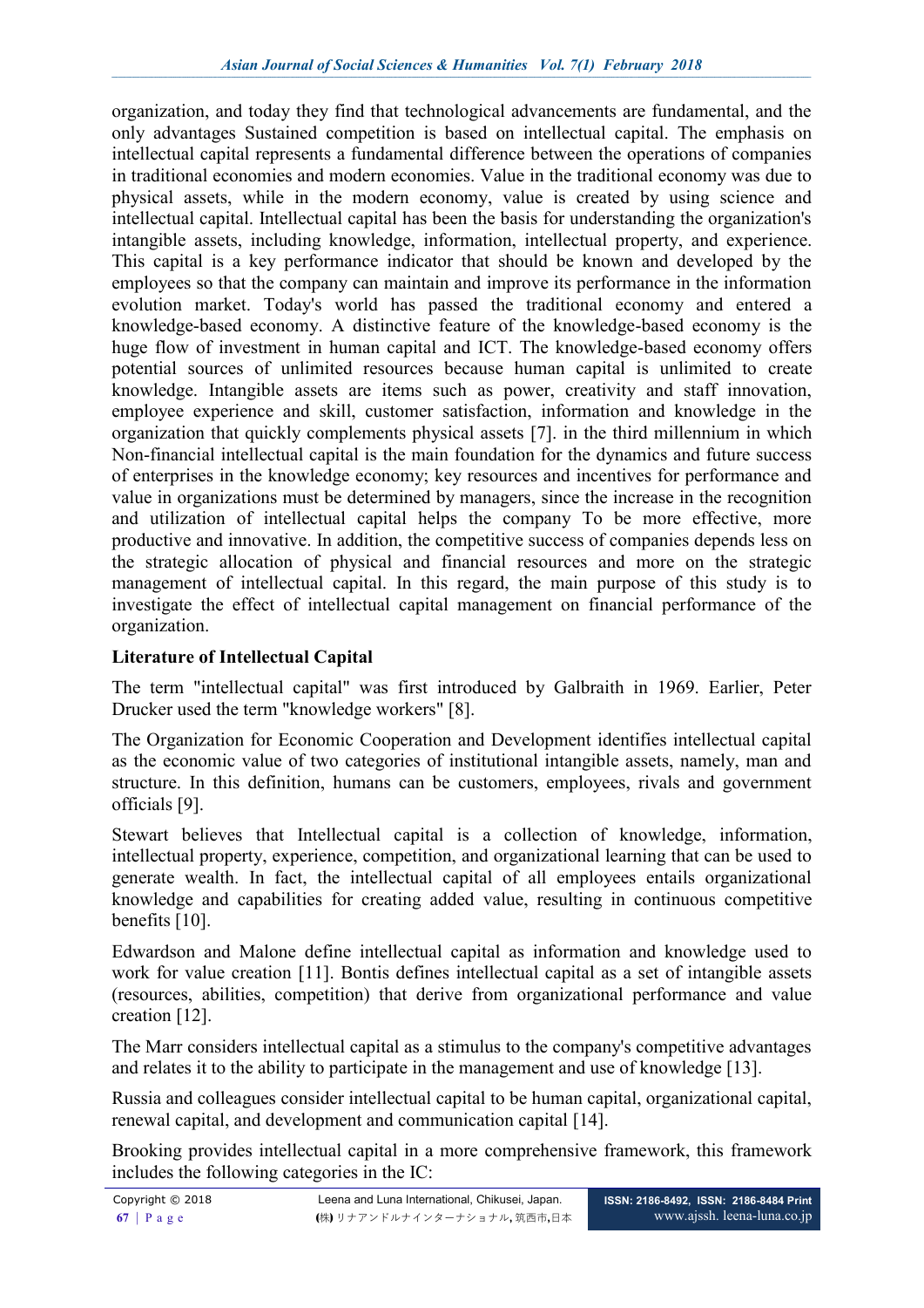organization, and today they find that technological advancements are fundamental, and the only advantages Sustained competition is based on intellectual capital. The emphasis on intellectual capital represents a fundamental difference between the operations of companies in traditional economies and modern economies. Value in the traditional economy was due to physical assets, while in the modern economy, value is created by using science and intellectual capital. Intellectual capital has been the basis for understanding the organization's intangible assets, including knowledge, information, intellectual property, and experience. This capital is a key performance indicator that should be known and developed by the employees so that the company can maintain and improve its performance in the information evolution market. Today's world has passed the traditional economy and entered a knowledge-based economy. A distinctive feature of the knowledge-based economy is the huge flow of investment in human capital and ICT. The knowledge-based economy offers potential sources of unlimited resources because human capital is unlimited to create knowledge. Intangible assets are items such as power, creativity and staff innovation, employee experience and skill, customer satisfaction, information and knowledge in the organization that quickly complements physical assets [7]. in the third millennium in which Non-financial intellectual capital is the main foundation for the dynamics and future success of enterprises in the knowledge economy; key resources and incentives for performance and value in organizations must be determined by managers, since the increase in the recognition and utilization of intellectual capital helps the company To be more effective, more productive and innovative. In addition, the competitive success of companies depends less on the strategic allocation of physical and financial resources and more on the strategic management of intellectual capital. In this regard, the main purpose of this study is to investigate the effect of intellectual capital management on financial performance of the organization.

## Literature of Intellectual Capital

The term "intellectual capital" was first introduced by Galbraith in 1969. Earlier, Peter Drucker used the term "knowledge workers" [8].

The Organization for Economic Cooperation and Development identifies intellectual capital as the economic value of two categories of institutional intangible assets, namely, man and structure. In this definition, humans can be customers, employees, rivals and government officials [9].

Stewart believes that Intellectual capital is a collection of knowledge, information, intellectual property, experience, competition, and organizational learning that can be used to generate wealth. In fact, the intellectual capital of all employees entails organizational knowledge and capabilities for creating added value, resulting in continuous competitive benefits [10].

Edwardson and Malone define intellectual capital as information and knowledge used to work for value creation [11]. Bontis defines intellectual capital as a set of intangible assets (resources, abilities, competition) that derive from organizational performance and value creation [12].

The Marr considers intellectual capital as a stimulus to the company's competitive advantages and relates it to the ability to participate in the management and use of knowledge [13].

Russia and colleagues consider intellectual capital to be human capital, organizational capital, renewal capital, and development and communication capital [14].

Brooking provides intellectual capital in a more comprehensive framework, this framework includes the following categories in the IC: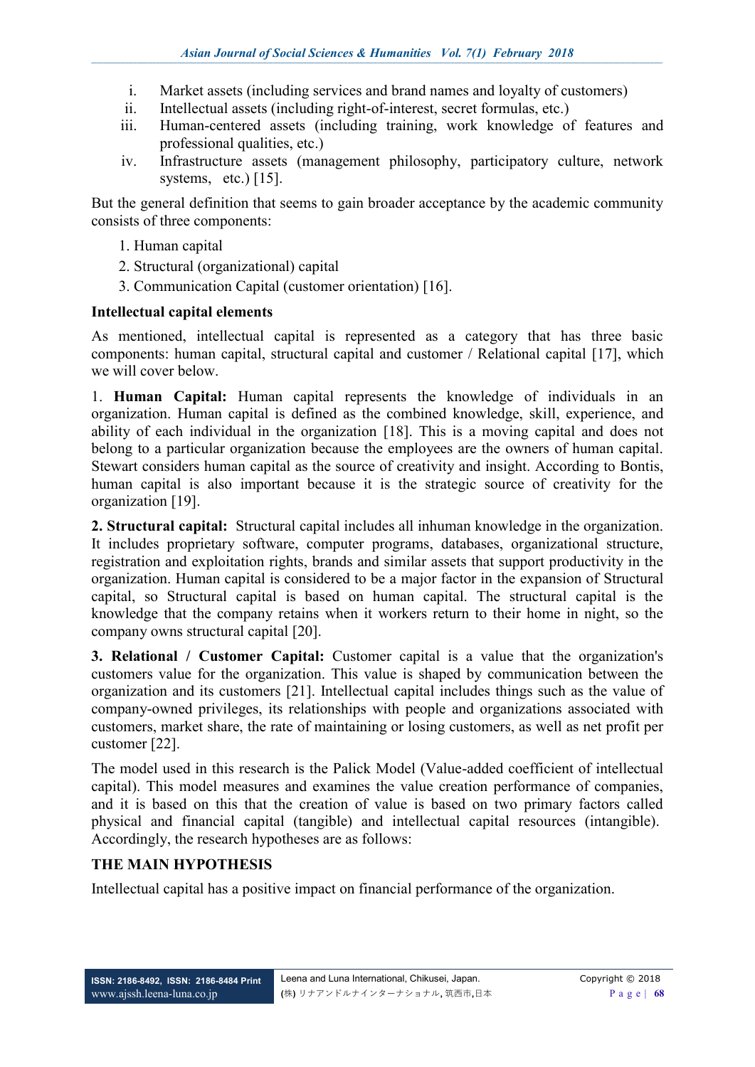i. Market assets (including services and brand names and loyalty of customers)
ii. Intellectual assets (including right-of-interest, secret formulas, etc.)
iii. Human-centered assets (including training, work knowledge of features and professional qualities, etc.)
iv. Infrastructure assets (management philosophy, participatory culture, network systems, etc.) [15].

But the general definition that seems to gain broader acceptance by the academic community consists of three components:

1. Human capital
2. Structural (organizational) capital
3. Communication Capital (customer orientation) [16].

**Intellectual capital elements**

As mentioned, intellectual capital is represented as a category that has three basic components: human capital, structural capital and customer / Relational capital [17], which we will cover below.

1. **Human Capital:** Human capital represents the knowledge of individuals in an organization. Human capital is defined as the combined knowledge, skill, experience, and ability of each individual in the organization [18]. This is a moving capital and does not belong to a particular organization because the employees are the owners of human capital. Stewart considers human capital as the source of creativity and insight. According to Bontis, human capital is also important because it is the strategic source of creativity for the organization [19].

**2. Structural capital:** Structural capital includes all inhuman knowledge in the organization. It includes proprietary software, computer programs, databases, organizational structure, registration and exploitation rights, brands and similar assets that support productivity in the organization. Human capital is considered to be a major factor in the expansion of Structural capital, so Structural capital is based on human capital. The structural capital is the knowledge that the company retains when it workers return to their home in night, so the company owns structural capital [20].

**3. Relational / Customer Capital:** Customer capital is a value that the organization's customers value for the organization. This value is shaped by communication between the organization and its customers [21]. Intellectual capital includes things such as the value of company-owned privileges, its relationships with people and organizations associated with customers, market share, the rate of maintaining or losing customers, as well as net profit per customer [22].

The model used in this research is the Palick Model (Value-added coefficient of intellectual capital). This model measures and examines the value creation performance of companies, and it is based on this that the creation of value is based on two primary factors called physical and financial capital (tangible) and intellectual capital resources (intangible). Accordingly, the research hypotheses are as follows:

## THE MAIN HYPOTHESIS

Intellectual capital has a positive impact on financial performance of the organization.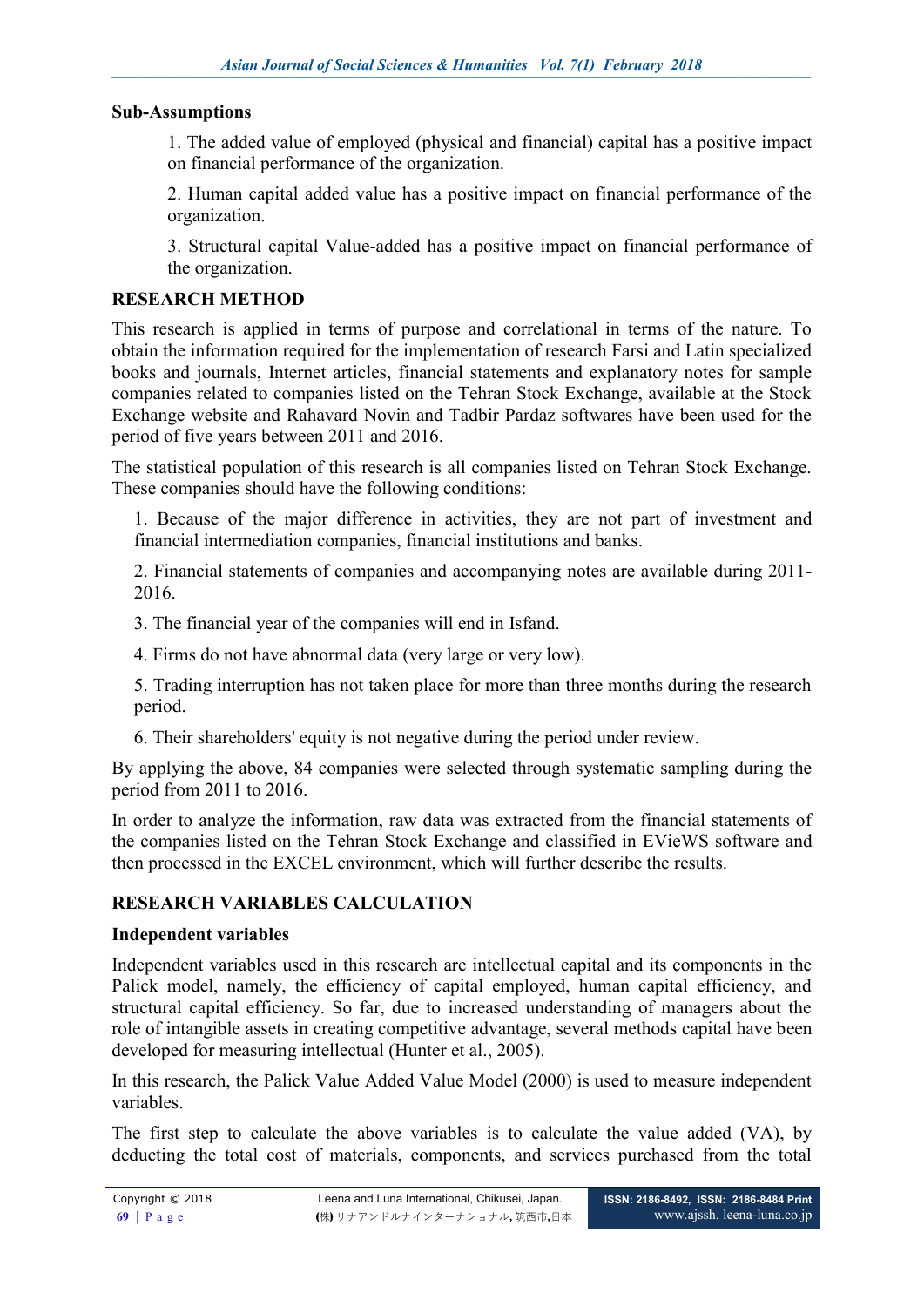## Sub-Assumptions

1. The added value of employed (physical and financial) capital has a positive impact on financial performance of the organization.

2. Human capital added value has a positive impact on financial performance of the organization.

3. Structural capital Value-added has a positive impact on financial performance of the organization.

## RESEARCH METHOD

This research is applied in terms of purpose and correlational in terms of the nature. To obtain the information required for the implementation of research Farsi and Latin specialized books and journals, Internet articles, financial statements and explanatory notes for sample companies related to companies listed on the Tehran Stock Exchange, available at the Stock Exchange website and Rahavard Novin and Tadbir Pardaz softwares have been used for the period of five years between 2011 and 2016.

The statistical population of this research is all companies listed on Tehran Stock Exchange. These companies should have the following conditions:

1. Because of the major difference in activities, they are not part of investment and financial intermediation companies, financial institutions and banks.

2. Financial statements of companies and accompanying notes are available during 2011-2016.

3. The financial year of the companies will end in Isfand.

4. Firms do not have abnormal data (very large or very low).

5. Trading interruption has not taken place for more than three months during the research period.

6. Their shareholders' equity is not negative during the period under review.

By applying the above, 84 companies were selected through systematic sampling during the period from 2011 to 2016.

In order to analyze the information, raw data was extracted from the financial statements of the companies listed on the Tehran Stock Exchange and classified in EVieWS software and then processed in the EXCEL environment, which will further describe the results.

## RESEARCH VARIABLES CALCULATION

### Independent variables

Independent variables used in this research are intellectual capital and its components in the Palick model, namely, the efficiency of capital employed, human capital efficiency, and structural capital efficiency. So far, due to increased understanding of managers about the role of intangible assets in creating competitive advantage, several methods capital have been developed for measuring intellectual (Hunter et al., 2005).

In this research, the Palick Value Added Value Model (2000) is used to measure independent variables.

The first step to calculate the above variables is to calculate the value added (VA), by deducting the total cost of materials, components, and services purchased from the total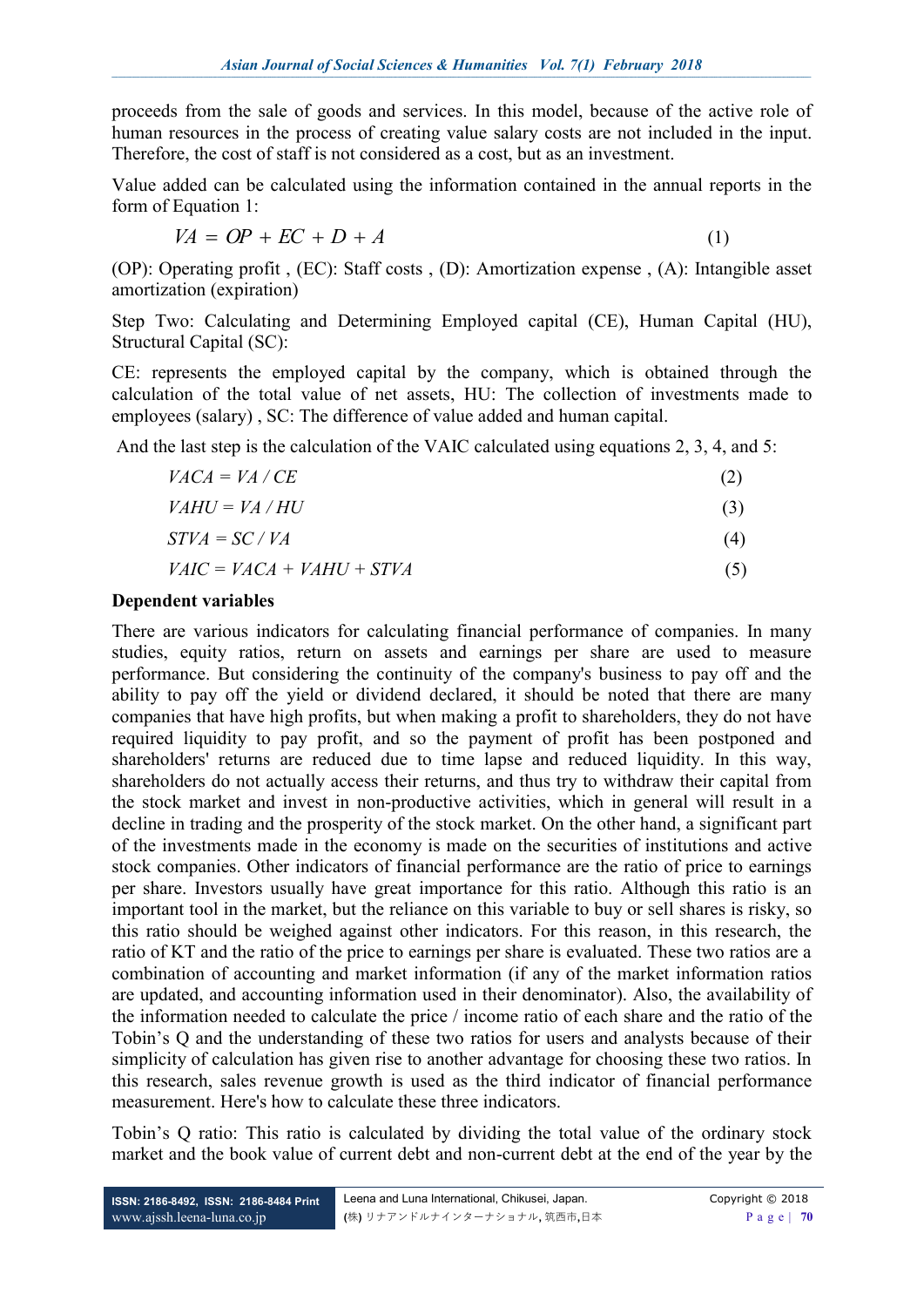proceeds from the sale of goods and services. In this model, because of the active role of human resources in the process of creating value salary costs are not included in the input. Therefore, the cost of staff is not considered as a cost, but as an investment.

Value added can be calculated using the information contained in the annual reports in the form of Equation 1:

$$VA = OP + EC + D + A \quad (1)$$

(OP): Operating profit , (EC): Staff costs , (D): Amortization expense , (A): Intangible asset amortization (expiration)

Step Two: Calculating and Determining Employed capital (CE), Human Capital (HU), Structural Capital (SC):

CE: represents the employed capital by the company, which is obtained through the calculation of the total value of net assets, HU: The collection of investments made to employees (salary) , SC: The difference of value added and human capital.

And the last step is the calculation of the VAIC calculated using equations 2, 3, 4, and 5:

$$VACA = VA / CE \quad (2)$$

$$VAHU = VA / HU \quad (3)$$

$$STVA = SC / VA \quad (4)$$

$$VAIC = VACA + VAHU + STVA \quad (5)$$

**Dependent variables**

There are various indicators for calculating financial performance of companies. In many studies, equity ratios, return on assets and earnings per share are used to measure performance. But considering the continuity of the company's business to pay off and the ability to pay off the yield or dividend declared, it should be noted that there are many companies that have high profits, but when making a profit to shareholders, they do not have required liquidity to pay profit, and so the payment of profit has been postponed and shareholders' returns are reduced due to time lapse and reduced liquidity. In this way, shareholders do not actually access their returns, and thus try to withdraw their capital from the stock market and invest in non-productive activities, which in general will result in a decline in trading and the prosperity of the stock market. On the other hand, a significant part of the investments made in the economy is made on the securities of institutions and active stock companies. Other indicators of financial performance are the ratio of price to earnings per share. Investors usually have great importance for this ratio. Although this ratio is an important tool in the market, but the reliance on this variable to buy or sell shares is risky, so this ratio should be weighed against other indicators. For this reason, in this research, the ratio of KT and the ratio of the price to earnings per share is evaluated. These two ratios are a combination of accounting and market information (if any of the market information ratios are updated, and accounting information used in their denominator). Also, the availability of the information needed to calculate the price / income ratio of each share and the ratio of the Tobin's Q and the understanding of these two ratios for users and analysts because of their simplicity of calculation has given rise to another advantage for choosing these two ratios. In this research, sales revenue growth is used as the third indicator of financial performance measurement. Here's how to calculate these three indicators.

Tobin's Q ratio: This ratio is calculated by dividing the total value of the ordinary stock market and the book value of current debt and non-current debt at the end of the year by the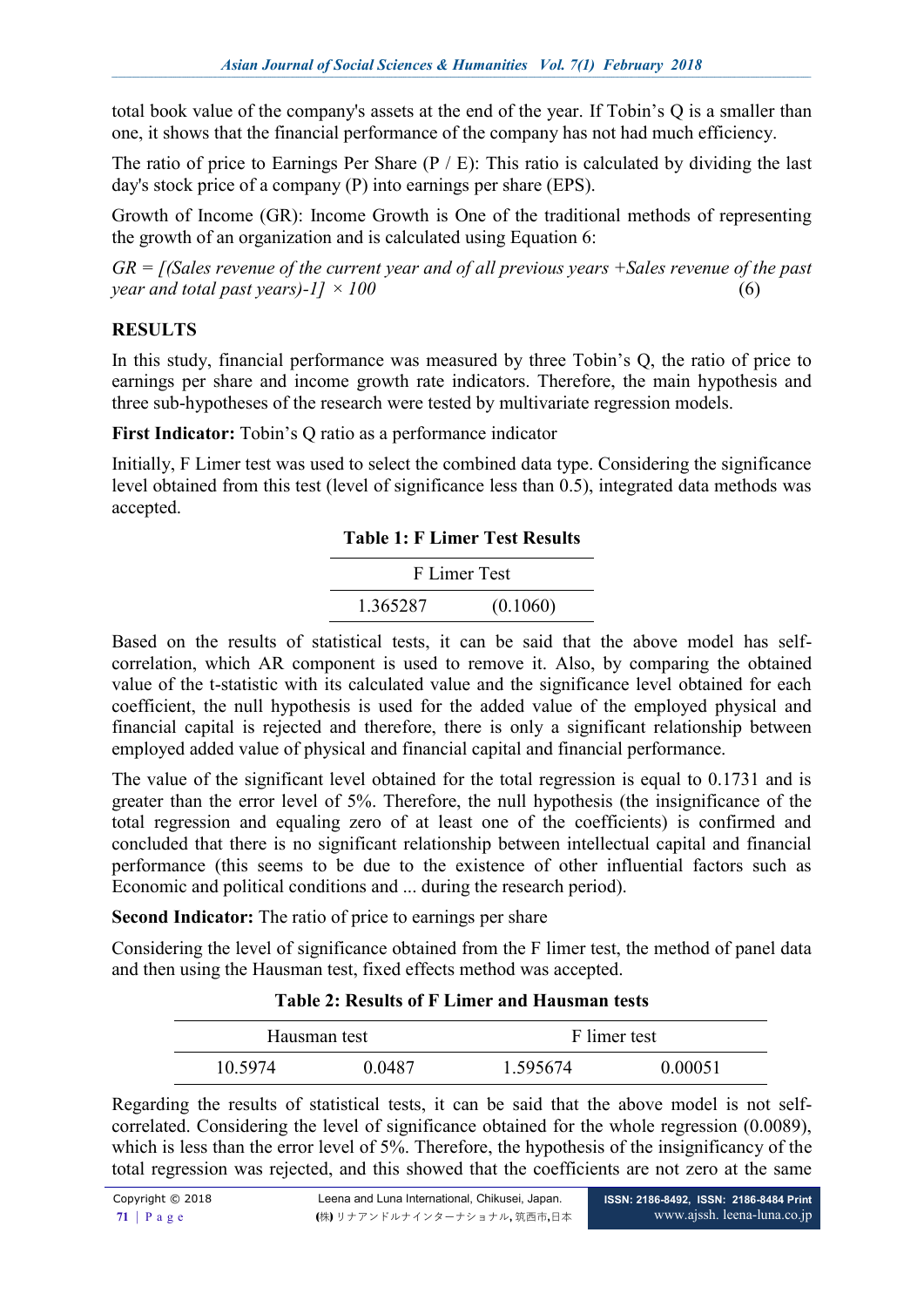total book value of the company's assets at the end of the year. If Tobin's Q is a smaller than one, it shows that the financial performance of the company has not had much efficiency.

The ratio of price to Earnings Per Share (P / E): This ratio is calculated by dividing the last day's stock price of a company (P) into earnings per share (EPS).

Growth of Income (GR): Income Growth is One of the traditional methods of representing the growth of an organization and is calculated using Equation 6:

*GR = [(Sales revenue of the current year and of all previous years +Sales revenue of the past year and total past years)-1] × 100* (6)

## RESULTS

In this study, financial performance was measured by three Tobin's Q, the ratio of price to earnings per share and income growth rate indicators. Therefore, the main hypothesis and three sub-hypotheses of the research were tested by multivariate regression models.

**First Indicator:** Tobin's Q ratio as a performance indicator

Initially, F Limer test was used to select the combined data type. Considering the significance level obtained from this test (level of significance less than 0.5), integrated data methods was accepted.

**Table 1: F Limer Test Results**

| F Limer Test | |
|---|---|
| 1.365287 | (0.1060) |

Based on the results of statistical tests, it can be said that the above model has self-correlation, which AR component is used to remove it. Also, by comparing the obtained value of the t-statistic with its calculated value and the significance level obtained for each coefficient, the null hypothesis is used for the added value of the employed physical and financial capital is rejected and therefore, there is only a significant relationship between employed added value of physical and financial capital and financial performance.

The value of the significant level obtained for the total regression is equal to 0.1731 and is greater than the error level of 5%. Therefore, the null hypothesis (the insignificance of the total regression and equaling zero of at least one of the coefficients) is confirmed and concluded that there is no significant relationship between intellectual capital and financial performance (this seems to be due to the existence of other influential factors such as Economic and political conditions and ... during the research period).

**Second Indicator:** The ratio of price to earnings per share

Considering the level of significance obtained from the F limer test, the method of panel data and then using the Hausman test, fixed effects method was accepted.

**Table 2: Results of F Limer and Hausman tests**

| Hausman test | | F limer test | |
|---|---|---|---|
| 10.5974 | 0.0487 | 1.595674 | 0.00051 |

Regarding the results of statistical tests, it can be said that the above model is not self-correlated. Considering the level of significance obtained for the whole regression (0.0089), which is less than the error level of 5%. Therefore, the hypothesis of the insignificancy of the total regression was rejected, and this showed that the coefficients are not zero at the same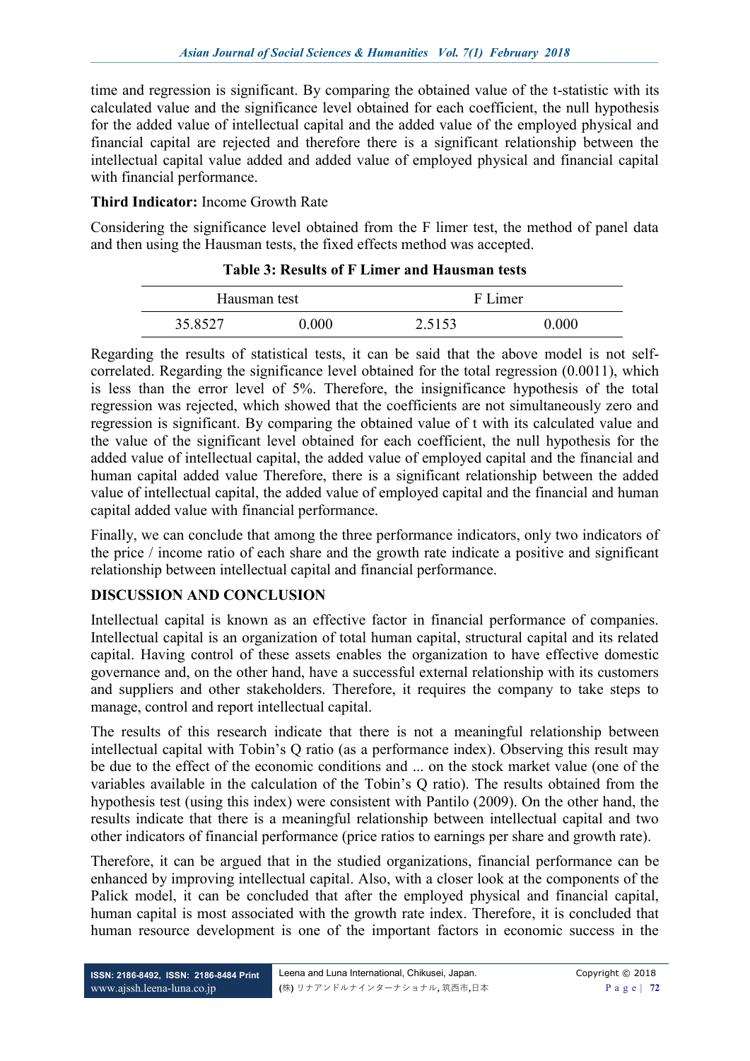time and regression is significant. By comparing the obtained value of the t-statistic with its calculated value and the significance level obtained for each coefficient, the null hypothesis for the added value of intellectual capital and the added value of the employed physical and financial capital are rejected and therefore there is a significant relationship between the intellectual capital value added and added value of employed physical and financial capital with financial performance.

**Third Indicator:** Income Growth Rate

Considering the significance level obtained from the F limer test, the method of panel data and then using the Hausman tests, the fixed effects method was accepted.

**Table 3: Results of F Limer and Hausman tests**

| Hausman test | | F Limer | |
|---|---|---|---|
| 35.8527 | 0.000 | 2.5153 | 0.000 |

Regarding the results of statistical tests, it can be said that the above model is not self-correlated. Regarding the significance level obtained for the total regression (0.0011), which is less than the error level of 5%. Therefore, the insignificance hypothesis of the total regression was rejected, which showed that the coefficients are not simultaneously zero and regression is significant. By comparing the obtained value of t with its calculated value and the value of the significant level obtained for each coefficient, the null hypothesis for the added value of intellectual capital, the added value of employed capital and the financial and human capital added value Therefore, there is a significant relationship between the added value of intellectual capital, the added value of employed capital and the financial and human capital added value with financial performance.

Finally, we can conclude that among the three performance indicators, only two indicators of the price / income ratio of each share and the growth rate indicate a positive and significant relationship between intellectual capital and financial performance.

## DISCUSSION AND CONCLUSION

Intellectual capital is known as an effective factor in financial performance of companies. Intellectual capital is an organization of total human capital, structural capital and its related capital. Having control of these assets enables the organization to have effective domestic governance and, on the other hand, have a successful external relationship with its customers and suppliers and other stakeholders. Therefore, it requires the company to take steps to manage, control and report intellectual capital.

The results of this research indicate that there is not a meaningful relationship between intellectual capital with Tobin's Q ratio (as a performance index). Observing this result may be due to the effect of the economic conditions and ... on the stock market value (one of the variables available in the calculation of the Tobin's Q ratio). The results obtained from the hypothesis test (using this index) were consistent with Pantilo (2009). On the other hand, the results indicate that there is a meaningful relationship between intellectual capital and two other indicators of financial performance (price ratios to earnings per share and growth rate).

Therefore, it can be argued that in the studied organizations, financial performance can be enhanced by improving intellectual capital. Also, with a closer look at the components of the Palick model, it can be concluded that after the employed physical and financial capital, human capital is most associated with the growth rate index. Therefore, it is concluded that human resource development is one of the important factors in economic success in the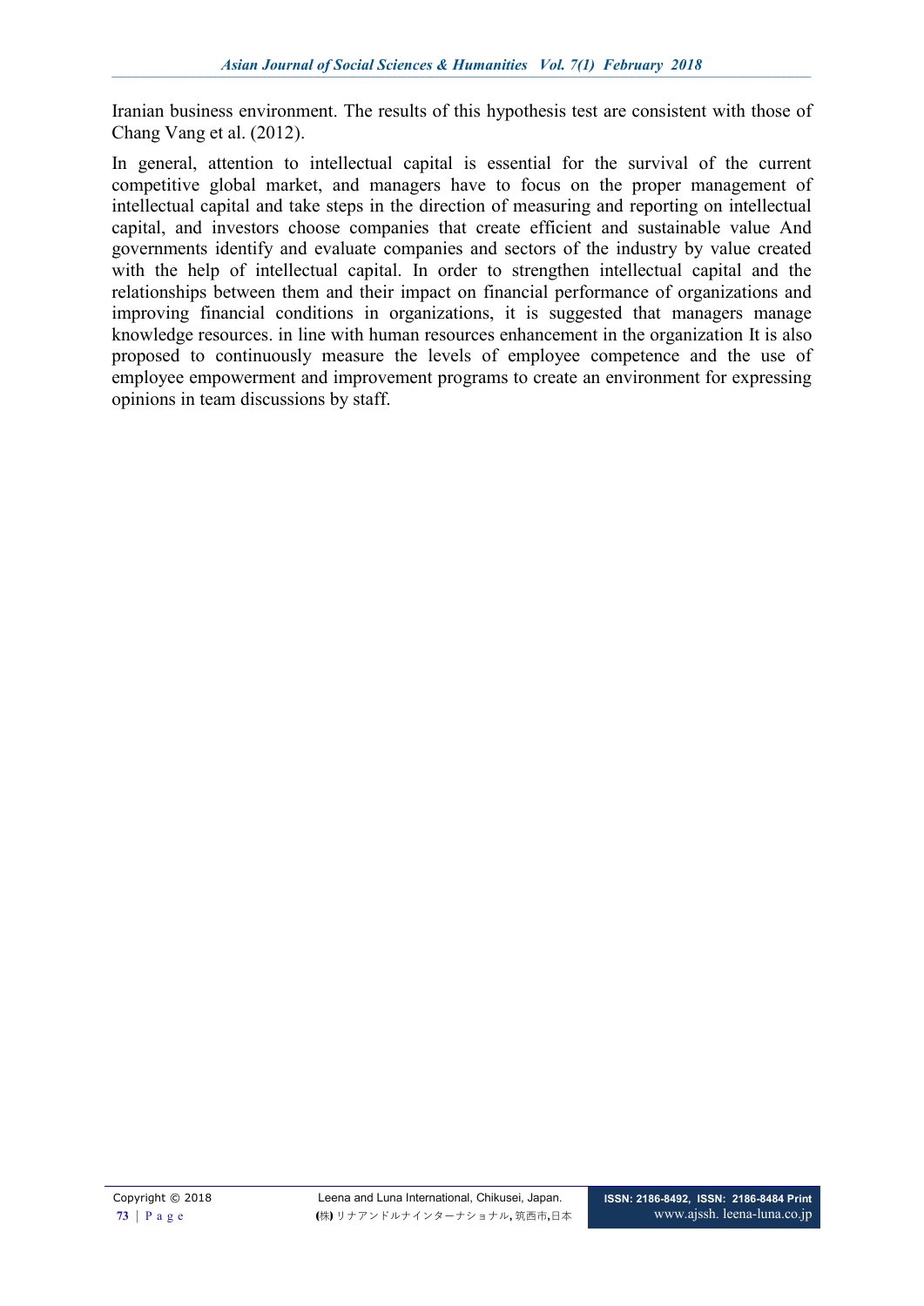Iranian business environment. The results of this hypothesis test are consistent with those of Chang Vang et al. (2012).

In general, attention to intellectual capital is essential for the survival of the current competitive global market, and managers have to focus on the proper management of intellectual capital and take steps in the direction of measuring and reporting on intellectual capital, and investors choose companies that create efficient and sustainable value And governments identify and evaluate companies and sectors of the industry by value created with the help of intellectual capital. In order to strengthen intellectual capital and the relationships between them and their impact on financial performance of organizations and improving financial conditions in organizations, it is suggested that managers manage knowledge resources. in line with human resources enhancement in the organization It is also proposed to continuously measure the levels of employee competence and the use of employee empowerment and improvement programs to create an environment for expressing opinions in team discussions by staff.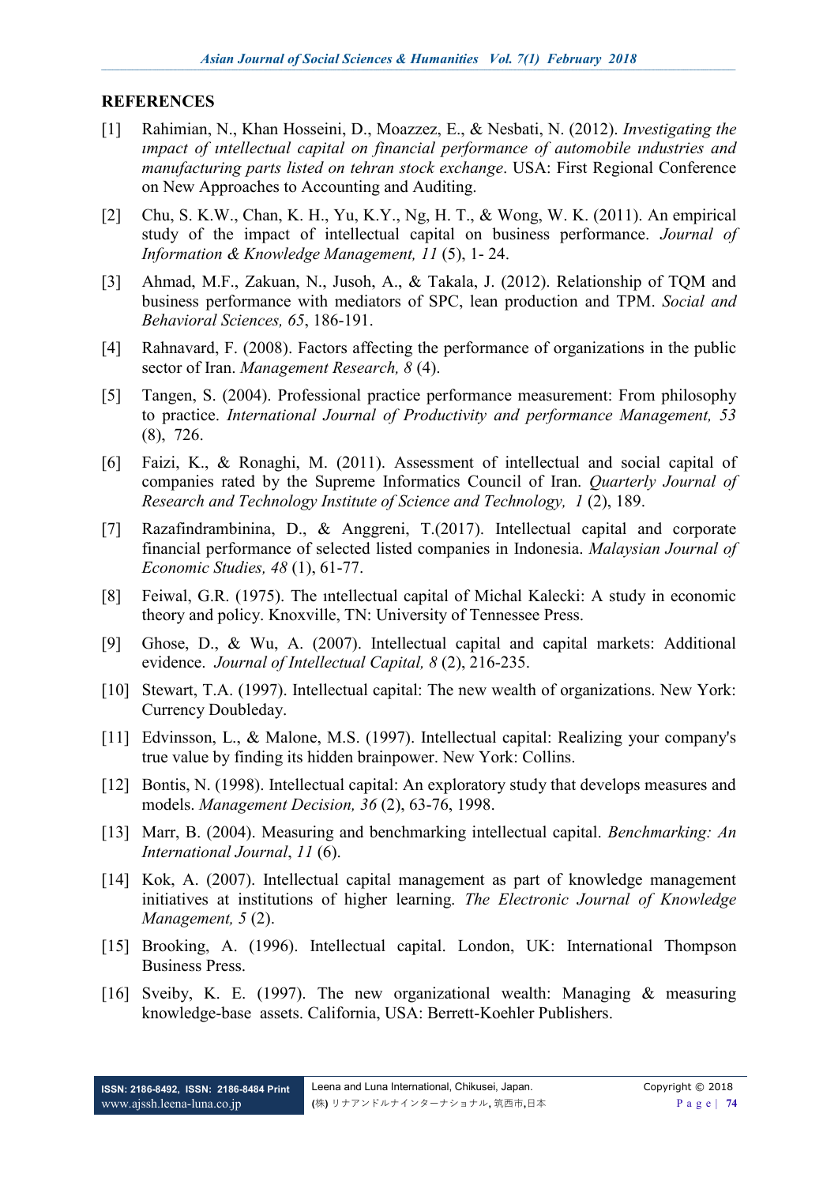## REFERENCES

[1] Rahimian, N., Khan Hosseini, D., Moazzez, E., & Nesbati, N. (2012). *Investigating the ımpact of ıntellectual capital on financial performance of automobile ındustries and manufacturing parts listed on tehran stock exchange*. USA: First Regional Conference on New Approaches to Accounting and Auditing.

[2] Chu, S. K.W., Chan, K. H., Yu, K.Y., Ng, H. T., & Wong, W. K. (2011). An empirical study of the impact of intellectual capital on business performance. *Journal of Information & Knowledge Management, 11* (5), 1- 24.

[3] Ahmad, M.F., Zakuan, N., Jusoh, A., & Takala, J. (2012). Relationship of TQM and business performance with mediators of SPC, lean production and TPM. *Social and Behavioral Sciences, 65*, 186-191.

[4] Rahnavard, F. (2008). Factors affecting the performance of organizations in the public sector of Iran. *Management Research, 8* (4).

[5] Tangen, S. (2004). Professional practice performance measurement: From philosophy to practice. *International Journal of Productivity and performance Management, 53* (8), 726.

[6] Faizi, K., & Ronaghi, M. (2011). Assessment of intellectual and social capital of companies rated by the Supreme Informatics Council of Iran. *Quarterly Journal of Research and Technology Institute of Science and Technology, 1* (2), 189.

[7] Razafindrambinina, D., & Anggreni, T.(2017). Intellectual capital and corporate financial performance of selected listed companies in Indonesia. *Malaysian Journal of Economic Studies, 48* (1), 61-77.

[8] Feiwal, G.R. (1975). The ıntellectual capital of Michal Kalecki: A study in economic theory and policy. Knoxville, TN: University of Tennessee Press.

[9] Ghose, D., & Wu, A. (2007). Intellectual capital and capital markets: Additional evidence. *Journal of Intellectual Capital, 8* (2), 216-235.

[10] Stewart, T.A. (1997). Intellectual capital: The new wealth of organizations. New York: Currency Doubleday.

[11] Edvinsson, L., & Malone, M.S. (1997). Intellectual capital: Realizing your company's true value by finding its hidden brainpower. New York: Collins.

[12] Bontis, N. (1998). Intellectual capital: An exploratory study that develops measures and models. *Management Decision, 36* (2), 63-76, 1998.

[13] Marr, B. (2004). Measuring and benchmarking intellectual capital. *Benchmarking: An International Journal*, *11* (6).

[14] Kok, A. (2007). Intellectual capital management as part of knowledge management initiatives at institutions of higher learning. *The Electronic Journal of Knowledge Management, 5* (2).

[15] Brooking, A. (1996). Intellectual capital. London, UK: International Thompson Business Press.

[16] Sveiby, K. E. (1997). The new organizational wealth: Managing & measuring knowledge-base assets. California, USA: Berrett-Koehler Publishers.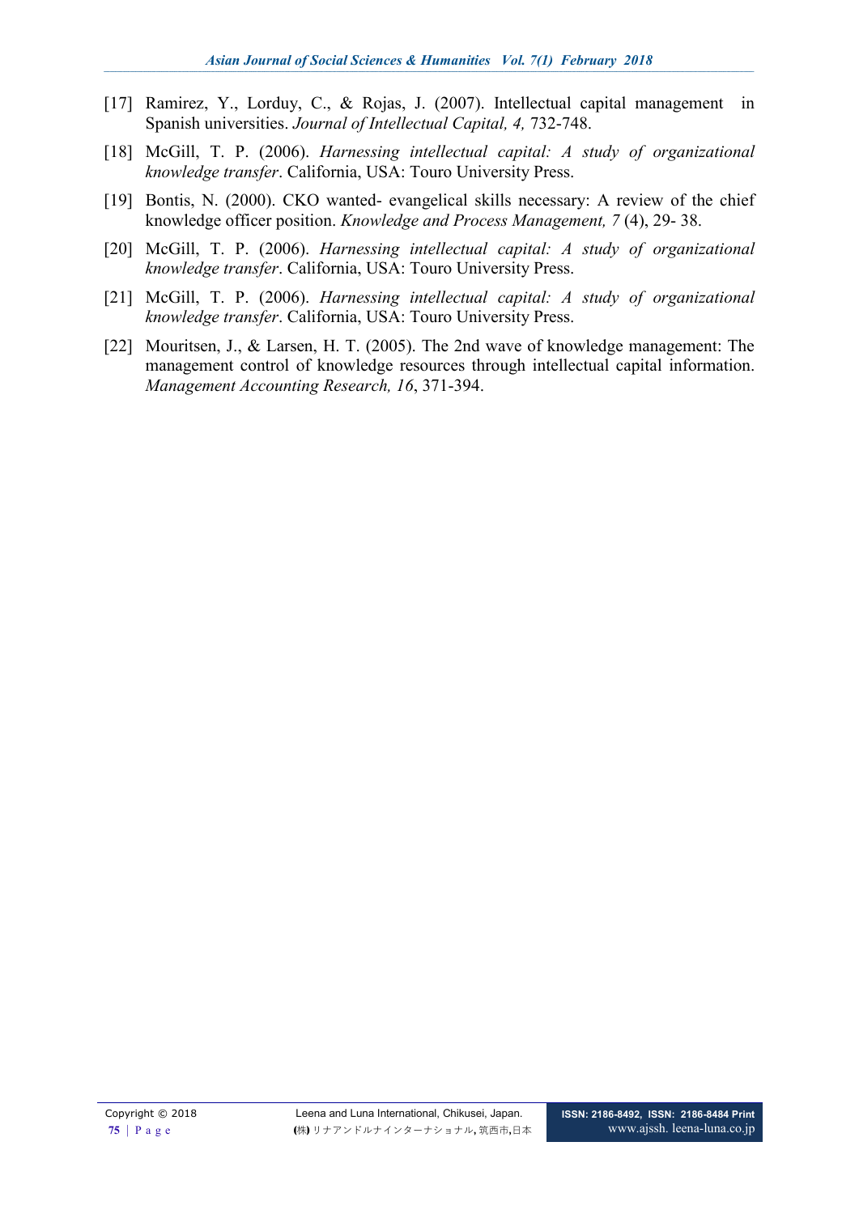[17] Ramirez, Y., Lorduy, C., & Rojas, J. (2007). Intellectual capital management in Spanish universities. *Journal of Intellectual Capital, 4,* 732-748.

[18] McGill, T. P. (2006). *Harnessing intellectual capital: A study of organizational knowledge transfer*. California, USA: Touro University Press.

[19] Bontis, N. (2000). CKO wanted- evangelical skills necessary: A review of the chief knowledge officer position. *Knowledge and Process Management, 7* (4), 29- 38.

[20] McGill, T. P. (2006). *Harnessing intellectual capital: A study of organizational knowledge transfer*. California, USA: Touro University Press.

[21] McGill, T. P. (2006). *Harnessing intellectual capital: A study of organizational knowledge transfer*. California, USA: Touro University Press.

[22] Mouritsen, J., & Larsen, H. T. (2005). The 2nd wave of knowledge management: The management control of knowledge resources through intellectual capital information. *Management Accounting Research, 16*, 371-394.